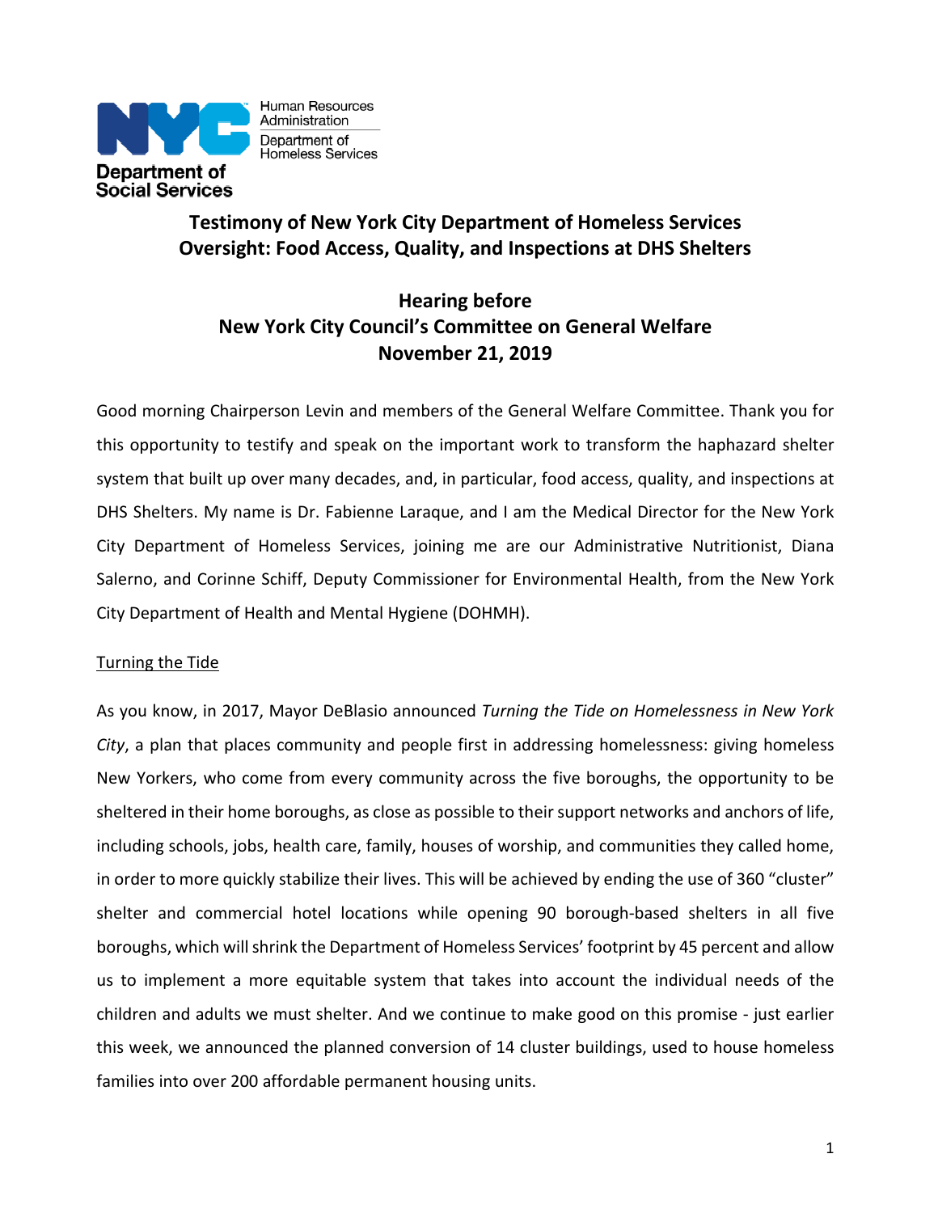Human Resources Administration
Department of Homeless Services
Department of Social Services

# Testimony of New York City Department of Homeless Services Oversight: Food Access, Quality, and Inspections at DHS Shelters

## Hearing before New York City Council's Committee on General Welfare November 21, 2019

Good morning Chairperson Levin and members of the General Welfare Committee. Thank you for this opportunity to testify and speak on the important work to transform the haphazard shelter system that built up over many decades, and, in particular, food access, quality, and inspections at DHS Shelters. My name is Dr. Fabienne Laraque, and I am the Medical Director for the New York City Department of Homeless Services, joining me are our Administrative Nutritionist, Diana Salerno, and Corinne Schiff, Deputy Commissioner for Environmental Health, from the New York City Department of Health and Mental Hygiene (DOHMH).

### Turning the Tide

As you know, in 2017, Mayor DeBlasio announced *Turning the Tide on Homelessness in New York City*, a plan that places community and people first in addressing homelessness: giving homeless New Yorkers, who come from every community across the five boroughs, the opportunity to be sheltered in their home boroughs, as close as possible to their support networks and anchors of life, including schools, jobs, health care, family, houses of worship, and communities they called home, in order to more quickly stabilize their lives. This will be achieved by ending the use of 360 "cluster" shelter and commercial hotel locations while opening 90 borough-based shelters in all five boroughs, which will shrink the Department of Homeless Services' footprint by 45 percent and allow us to implement a more equitable system that takes into account the individual needs of the children and adults we must shelter. And we continue to make good on this promise - just earlier this week, we announced the planned conversion of 14 cluster buildings, used to house homeless families into over 200 affordable permanent housing units.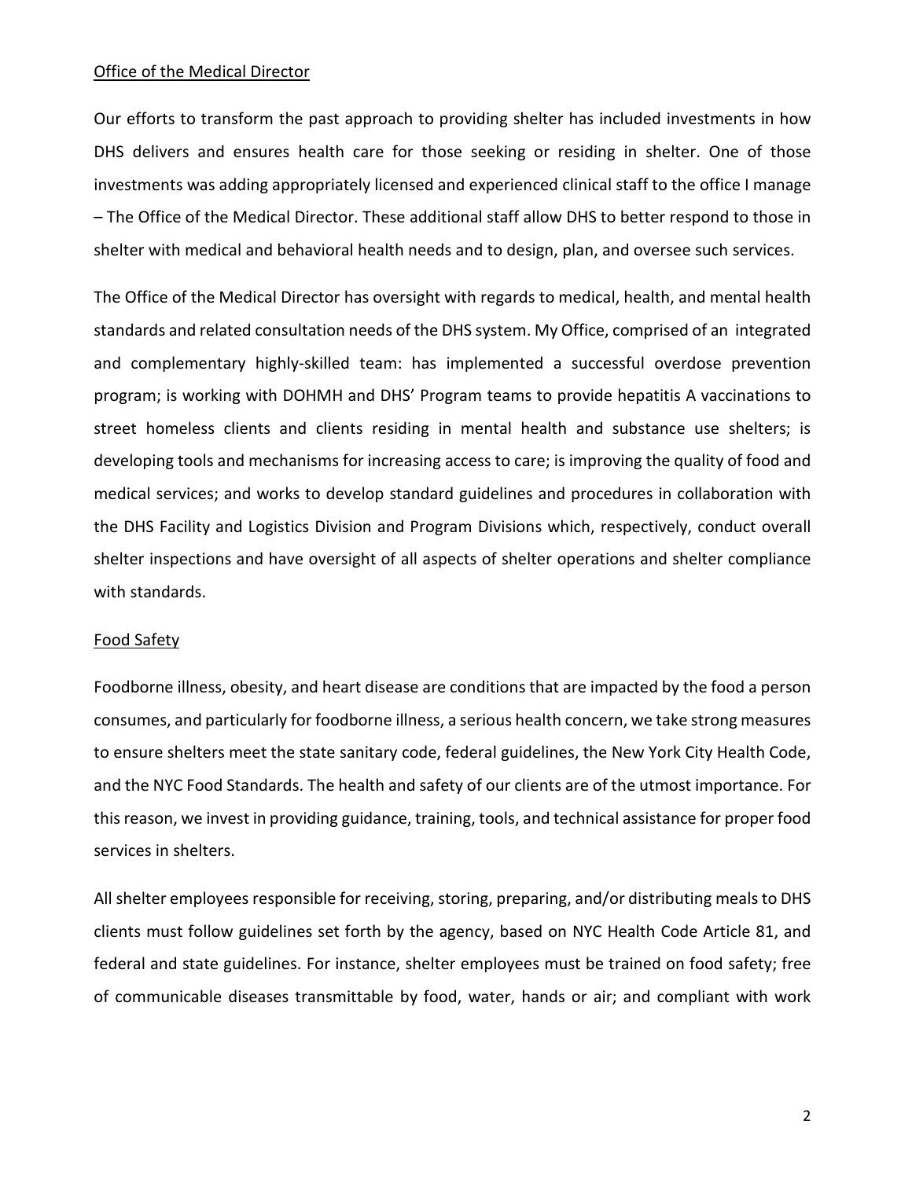## Office of the Medical Director

Our efforts to transform the past approach to providing shelter has included investments in how DHS delivers and ensures health care for those seeking or residing in shelter. One of those investments was adding appropriately licensed and experienced clinical staff to the office I manage – The Office of the Medical Director. These additional staff allow DHS to better respond to those in shelter with medical and behavioral health needs and to design, plan, and oversee such services.

The Office of the Medical Director has oversight with regards to medical, health, and mental health standards and related consultation needs of the DHS system. My Office, comprised of an integrated and complementary highly-skilled team: has implemented a successful overdose prevention program; is working with DOHMH and DHS' Program teams to provide hepatitis A vaccinations to street homeless clients and clients residing in mental health and substance use shelters; is developing tools and mechanisms for increasing access to care; is improving the quality of food and medical services; and works to develop standard guidelines and procedures in collaboration with the DHS Facility and Logistics Division and Program Divisions which, respectively, conduct overall shelter inspections and have oversight of all aspects of shelter operations and shelter compliance with standards.

## Food Safety

Foodborne illness, obesity, and heart disease are conditions that are impacted by the food a person consumes, and particularly for foodborne illness, a serious health concern, we take strong measures to ensure shelters meet the state sanitary code, federal guidelines, the New York City Health Code, and the NYC Food Standards. The health and safety of our clients are of the utmost importance. For this reason, we invest in providing guidance, training, tools, and technical assistance for proper food services in shelters.

All shelter employees responsible for receiving, storing, preparing, and/or distributing meals to DHS clients must follow guidelines set forth by the agency, based on NYC Health Code Article 81, and federal and state guidelines. For instance, shelter employees must be trained on food safety; free of communicable diseases transmittable by food, water, hands or air; and compliant with work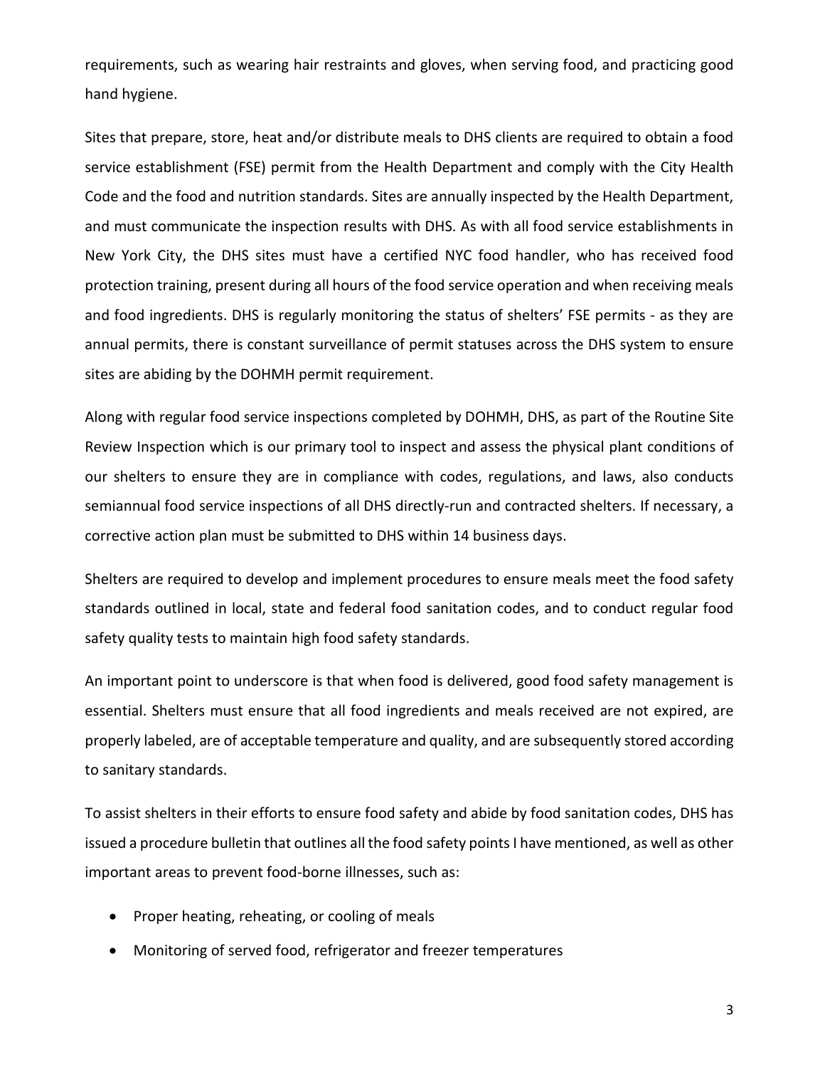requirements, such as wearing hair restraints and gloves, when serving food, and practicing good hand hygiene.

Sites that prepare, store, heat and/or distribute meals to DHS clients are required to obtain a food service establishment (FSE) permit from the Health Department and comply with the City Health Code and the food and nutrition standards. Sites are annually inspected by the Health Department, and must communicate the inspection results with DHS. As with all food service establishments in New York City, the DHS sites must have a certified NYC food handler, who has received food protection training, present during all hours of the food service operation and when receiving meals and food ingredients. DHS is regularly monitoring the status of shelters' FSE permits - as they are annual permits, there is constant surveillance of permit statuses across the DHS system to ensure sites are abiding by the DOHMH permit requirement.

Along with regular food service inspections completed by DOHMH, DHS, as part of the Routine Site Review Inspection which is our primary tool to inspect and assess the physical plant conditions of our shelters to ensure they are in compliance with codes, regulations, and laws, also conducts semiannual food service inspections of all DHS directly-run and contracted shelters. If necessary, a corrective action plan must be submitted to DHS within 14 business days.

Shelters are required to develop and implement procedures to ensure meals meet the food safety standards outlined in local, state and federal food sanitation codes, and to conduct regular food safety quality tests to maintain high food safety standards.

An important point to underscore is that when food is delivered, good food safety management is essential. Shelters must ensure that all food ingredients and meals received are not expired, are properly labeled, are of acceptable temperature and quality, and are subsequently stored according to sanitary standards.

To assist shelters in their efforts to ensure food safety and abide by food sanitation codes, DHS has issued a procedure bulletin that outlines all the food safety points I have mentioned, as well as other important areas to prevent food-borne illnesses, such as:

- Proper heating, reheating, or cooling of meals
- Monitoring of served food, refrigerator and freezer temperatures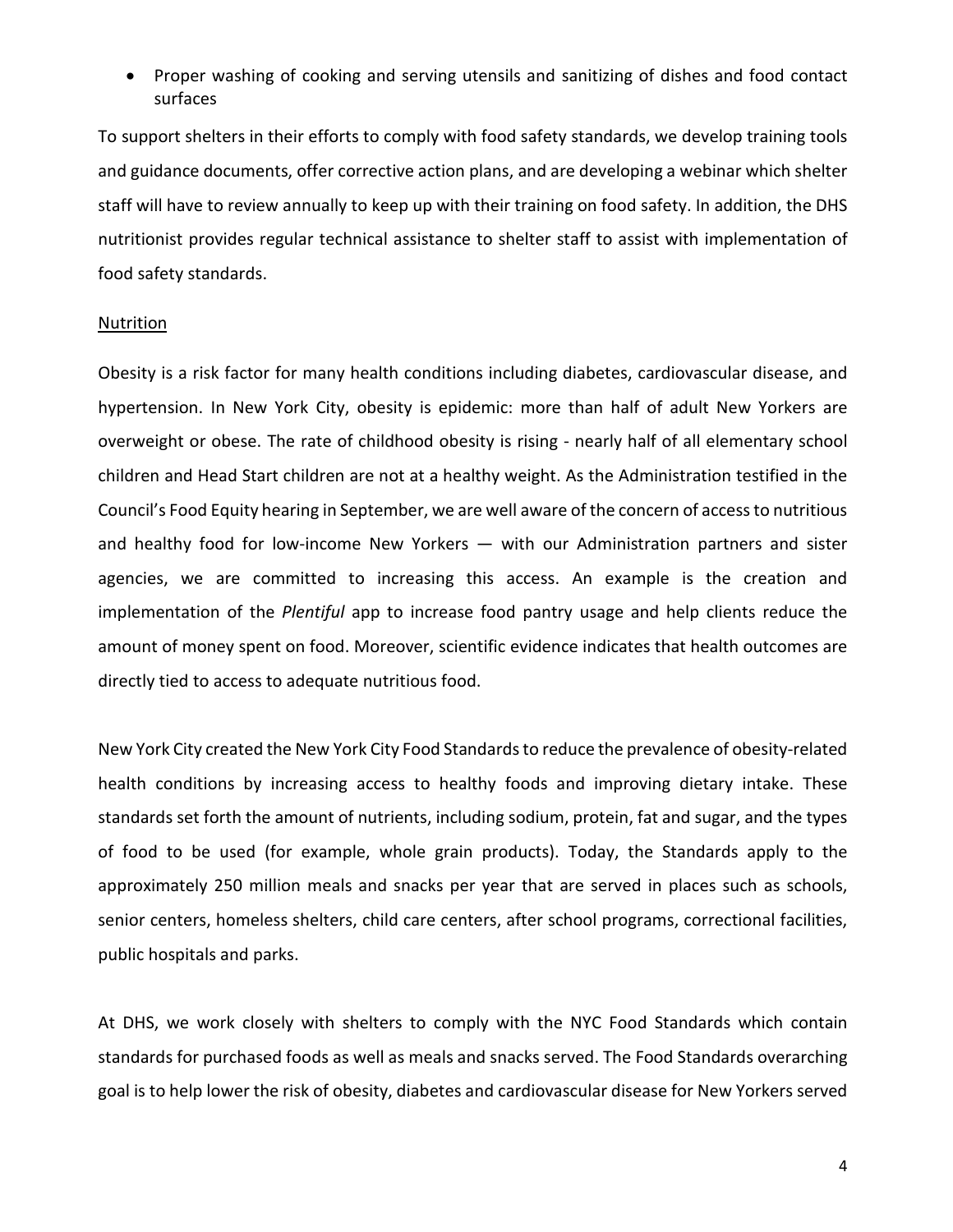- Proper washing of cooking and serving utensils and sanitizing of dishes and food contact surfaces

To support shelters in their efforts to comply with food safety standards, we develop training tools and guidance documents, offer corrective action plans, and are developing a webinar which shelter staff will have to review annually to keep up with their training on food safety. In addition, the DHS nutritionist provides regular technical assistance to shelter staff to assist with implementation of food safety standards.

<u>Nutrition</u>

Obesity is a risk factor for many health conditions including diabetes, cardiovascular disease, and hypertension. In New York City, obesity is epidemic: more than half of adult New Yorkers are overweight or obese. The rate of childhood obesity is rising - nearly half of all elementary school children and Head Start children are not at a healthy weight. As the Administration testified in the Council's Food Equity hearing in September, we are well aware of the concern of access to nutritious and healthy food for low-income New Yorkers — with our Administration partners and sister agencies, we are committed to increasing this access. An example is the creation and implementation of the *Plentiful* app to increase food pantry usage and help clients reduce the amount of money spent on food. Moreover, scientific evidence indicates that health outcomes are directly tied to access to adequate nutritious food.

New York City created the New York City Food Standards to reduce the prevalence of obesity-related health conditions by increasing access to healthy foods and improving dietary intake. These standards set forth the amount of nutrients, including sodium, protein, fat and sugar, and the types of food to be used (for example, whole grain products). Today, the Standards apply to the approximately 250 million meals and snacks per year that are served in places such as schools, senior centers, homeless shelters, child care centers, after school programs, correctional facilities, public hospitals and parks.

At DHS, we work closely with shelters to comply with the NYC Food Standards which contain standards for purchased foods as well as meals and snacks served. The Food Standards overarching goal is to help lower the risk of obesity, diabetes and cardiovascular disease for New Yorkers served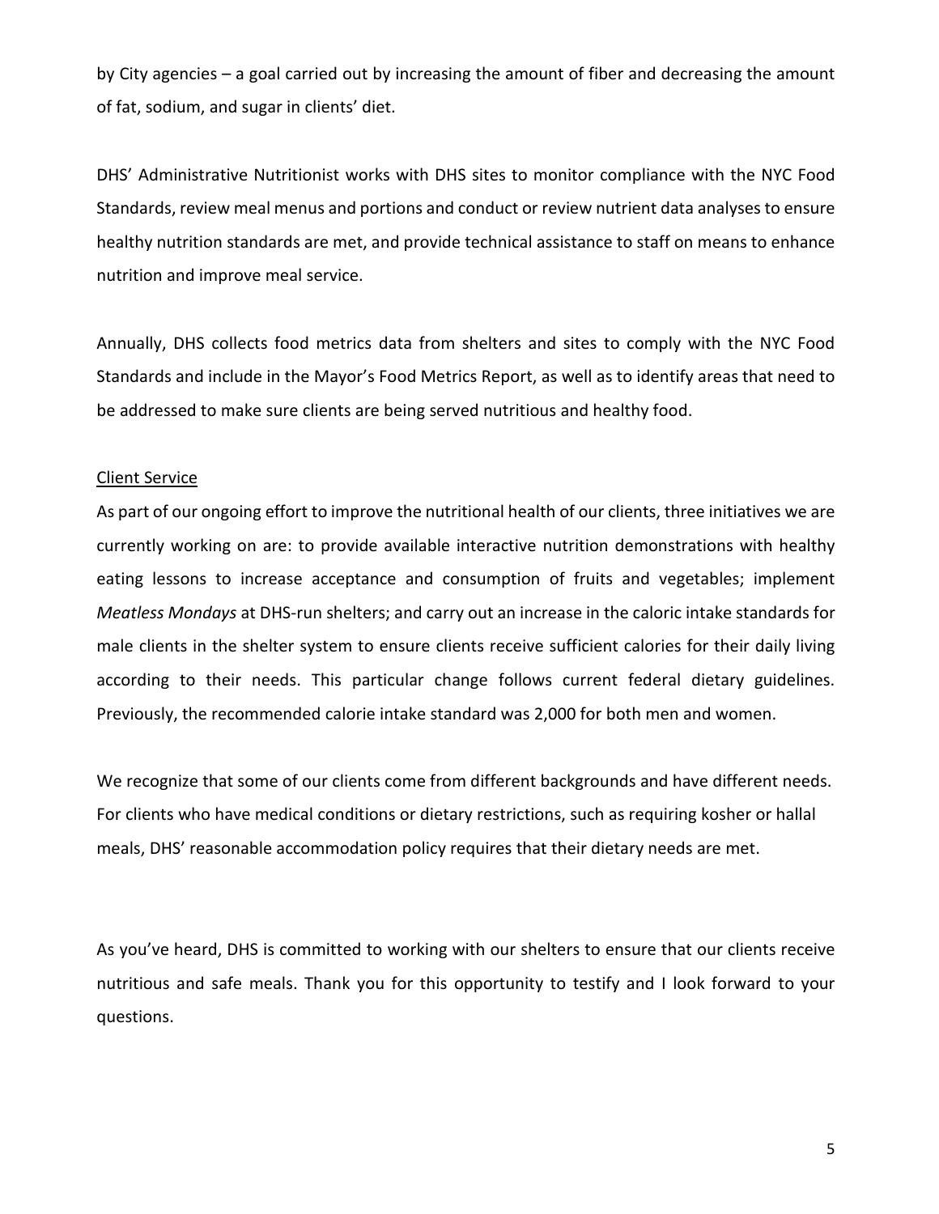by City agencies – a goal carried out by increasing the amount of fiber and decreasing the amount of fat, sodium, and sugar in clients' diet.

DHS' Administrative Nutritionist works with DHS sites to monitor compliance with the NYC Food Standards, review meal menus and portions and conduct or review nutrient data analyses to ensure healthy nutrition standards are met, and provide technical assistance to staff on means to enhance nutrition and improve meal service.

Annually, DHS collects food metrics data from shelters and sites to comply with the NYC Food Standards and include in the Mayor's Food Metrics Report, as well as to identify areas that need to be addressed to make sure clients are being served nutritious and healthy food.

<u>Client Service</u>

As part of our ongoing effort to improve the nutritional health of our clients, three initiatives we are currently working on are: to provide available interactive nutrition demonstrations with healthy eating lessons to increase acceptance and consumption of fruits and vegetables; implement *Meatless Mondays* at DHS-run shelters; and carry out an increase in the caloric intake standards for male clients in the shelter system to ensure clients receive sufficient calories for their daily living according to their needs. This particular change follows current federal dietary guidelines. Previously, the recommended calorie intake standard was 2,000 for both men and women.

We recognize that some of our clients come from different backgrounds and have different needs. For clients who have medical conditions or dietary restrictions, such as requiring kosher or hallal meals, DHS' reasonable accommodation policy requires that their dietary needs are met.

As you've heard, DHS is committed to working with our shelters to ensure that our clients receive nutritious and safe meals. Thank you for this opportunity to testify and I look forward to your questions.